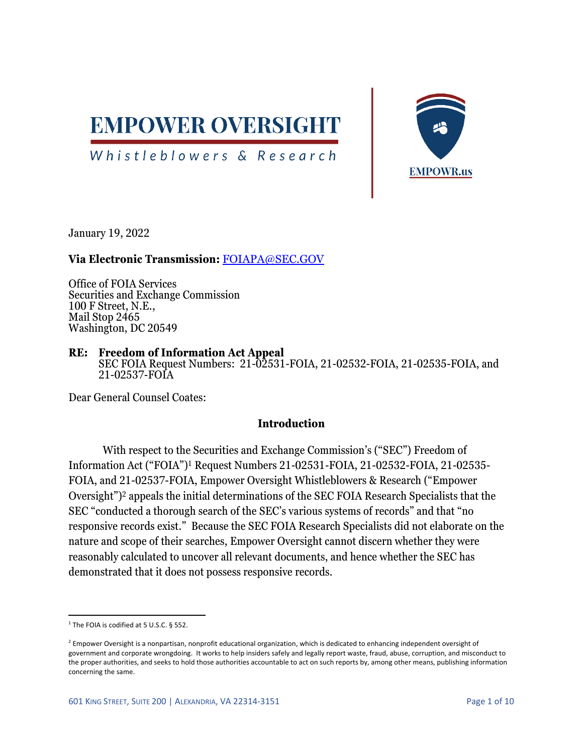# EMPOWER OVERSIGHT

Whistleblowers & Research

EMPOWR.us

January 19, 2022

**Via Electronic Transmission:** FOIAPA@SEC.GOV

Office of FOIA Services
Securities and Exchange Commission
100 F Street, N.E.,
Mail Stop 2465
Washington, DC 20549

**RE: Freedom of Information Act Appeal**
SEC FOIA Request Numbers: 21-02531-FOIA, 21-02532-FOIA, 21-02535-FOIA, and 21-02537-FOIA

Dear General Counsel Coates:

## Introduction

With respect to the Securities and Exchange Commission's ("SEC") Freedom of Information Act ("FOIA")[1] Request Numbers 21-02531-FOIA, 21-02532-FOIA, 21-02535-FOIA, and 21-02537-FOIA, Empower Oversight Whistleblowers & Research ("Empower Oversight")[2] appeals the initial determinations of the SEC FOIA Research Specialists that the SEC "conducted a thorough search of the SEC's various systems of records" and that "no responsive records exist." Because the SEC FOIA Research Specialists did not elaborate on the nature and scope of their searches, Empower Oversight cannot discern whether they were reasonably calculated to uncover all relevant documents, and hence whether the SEC has demonstrated that it does not possess responsive records.

[1] The FOIA is codified at 5 U.S.C. § 552.

[2] Empower Oversight is a nonpartisan, nonprofit educational organization, which is dedicated to enhancing independent oversight of government and corporate wrongdoing. It works to help insiders safely and legally report waste, fraud, abuse, corruption, and misconduct to the proper authorities, and seeks to hold those authorities accountable to act on such reports by, among other means, publishing information concerning the same.

601 King Street, Suite 200 | Alexandria, VA 22314-3151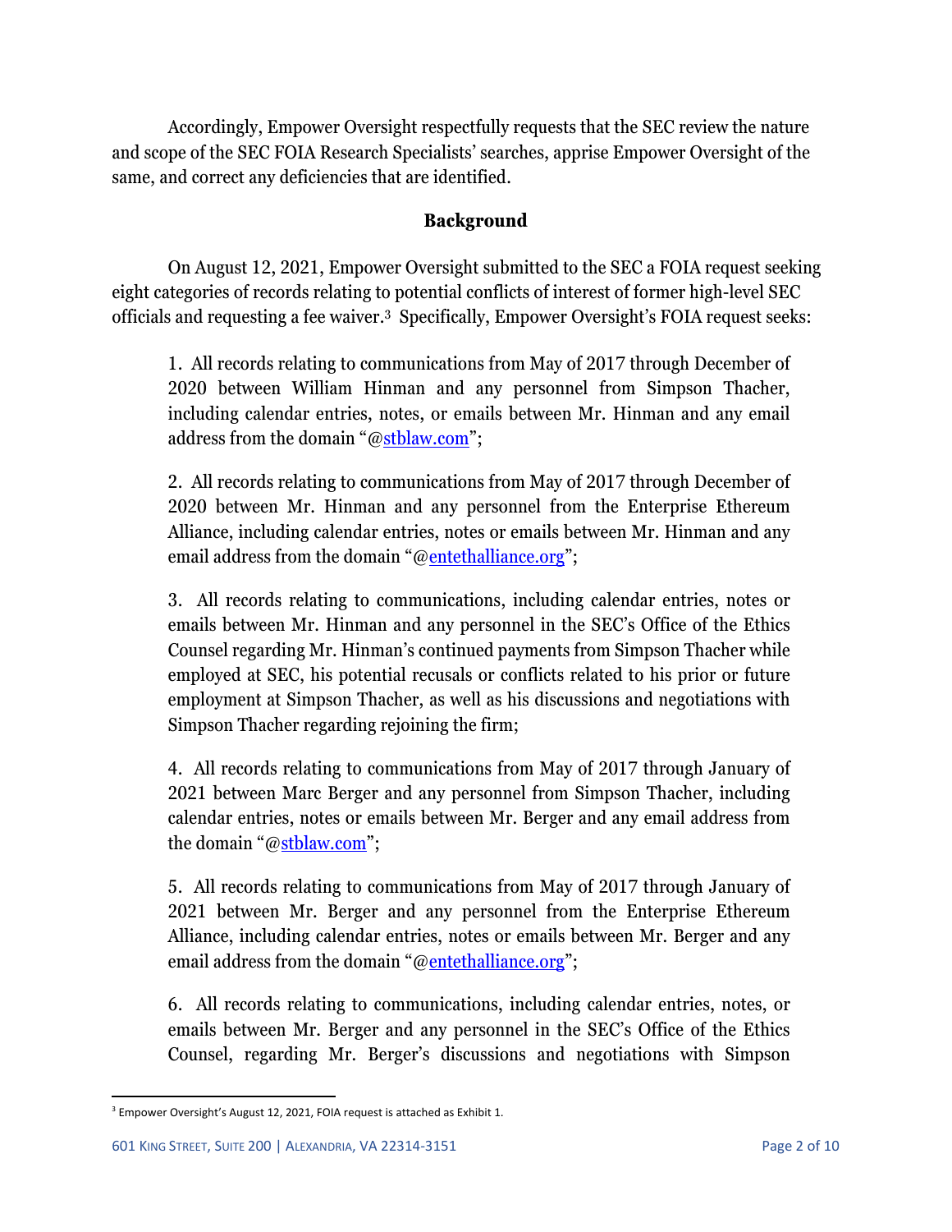Accordingly, Empower Oversight respectfully requests that the SEC review the nature and scope of the SEC FOIA Research Specialists' searches, apprise Empower Oversight of the same, and correct any deficiencies that are identified.

## Background

On August 12, 2021, Empower Oversight submitted to the SEC a FOIA request seeking eight categories of records relating to potential conflicts of interest of former high-level SEC officials and requesting a fee waiver.[3] Specifically, Empower Oversight's FOIA request seeks:

> 1. All records relating to communications from May of 2017 through December of 2020 between William Hinman and any personnel from Simpson Thacher, including calendar entries, notes, or emails between Mr. Hinman and any email address from the domain "@stblaw.com";
>
> 2. All records relating to communications from May of 2017 through December of 2020 between Mr. Hinman and any personnel from the Enterprise Ethereum Alliance, including calendar entries, notes or emails between Mr. Hinman and any email address from the domain "@entethalliance.org";
>
> 3. All records relating to communications, including calendar entries, notes or emails between Mr. Hinman and any personnel in the SEC's Office of the Ethics Counsel regarding Mr. Hinman's continued payments from Simpson Thacher while employed at SEC, his potential recusals or conflicts related to his prior or future employment at Simpson Thacher, as well as his discussions and negotiations with Simpson Thacher regarding rejoining the firm;
>
> 4. All records relating to communications from May of 2017 through January of 2021 between Marc Berger and any personnel from Simpson Thacher, including calendar entries, notes or emails between Mr. Berger and any email address from the domain "@stblaw.com";
>
> 5. All records relating to communications from May of 2017 through January of 2021 between Mr. Berger and any personnel from the Enterprise Ethereum Alliance, including calendar entries, notes or emails between Mr. Berger and any email address from the domain "@entethalliance.org";
>
> 6. All records relating to communications, including calendar entries, notes, or emails between Mr. Berger and any personnel in the SEC's Office of the Ethics Counsel, regarding Mr. Berger's discussions and negotiations with Simpson

[3] Empower Oversight's August 12, 2021, FOIA request is attached as Exhibit 1.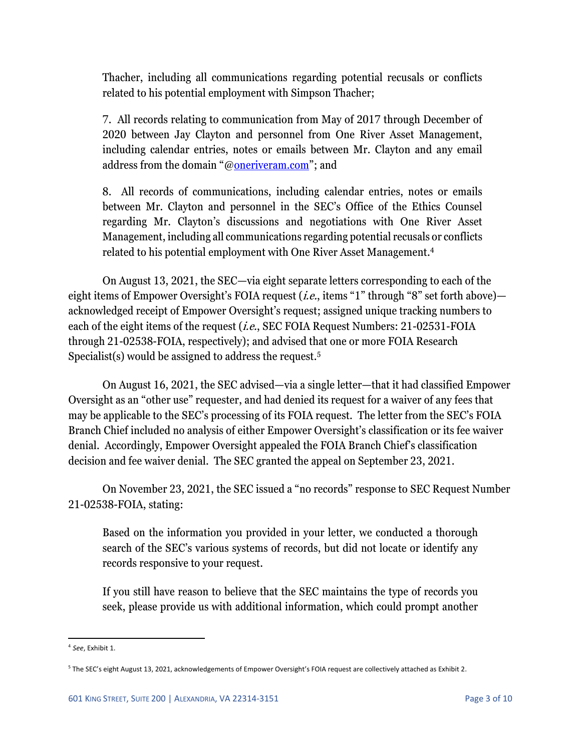Thacher, including all communications regarding potential recusals or conflicts related to his potential employment with Simpson Thacher;

> 7. All records relating to communication from May of 2017 through December of 2020 between Jay Clayton and personnel from One River Asset Management, including calendar entries, notes or emails between Mr. Clayton and any email address from the domain "@oneriveram.com"; and
>
> 8. All records of communications, including calendar entries, notes or emails between Mr. Clayton and personnel in the SEC's Office of the Ethics Counsel regarding Mr. Clayton's discussions and negotiations with One River Asset Management, including all communications regarding potential recusals or conflicts related to his potential employment with One River Asset Management.[4]

On August 13, 2021, the SEC—via eight separate letters corresponding to each of the eight items of Empower Oversight's FOIA request (*i.e.*, items "1" through "8" set forth above)—acknowledged receipt of Empower Oversight's request; assigned unique tracking numbers to each of the eight items of the request (*i.e.*, SEC FOIA Request Numbers: 21-02531-FOIA through 21-02538-FOIA, respectively); and advised that one or more FOIA Research Specialist(s) would be assigned to address the request.[5]

On August 16, 2021, the SEC advised—via a single letter—that it had classified Empower Oversight as an "other use" requester, and had denied its request for a waiver of any fees that may be applicable to the SEC's processing of its FOIA request. The letter from the SEC's FOIA Branch Chief included no analysis of either Empower Oversight's classification or its fee waiver denial. Accordingly, Empower Oversight appealed the FOIA Branch Chief's classification decision and fee waiver denial. The SEC granted the appeal on September 23, 2021.

On November 23, 2021, the SEC issued a "no records" response to SEC Request Number 21-02538-FOIA, stating:

> Based on the information you provided in your letter, we conducted a thorough search of the SEC's various systems of records, but did not locate or identify any records responsive to your request.
>
> If you still have reason to believe that the SEC maintains the type of records you seek, please provide us with additional information, which could prompt another

[4] *See*, Exhibit 1.

[5] The SEC's eight August 13, 2021, acknowledgements of Empower Oversight's FOIA request are collectively attached as Exhibit 2.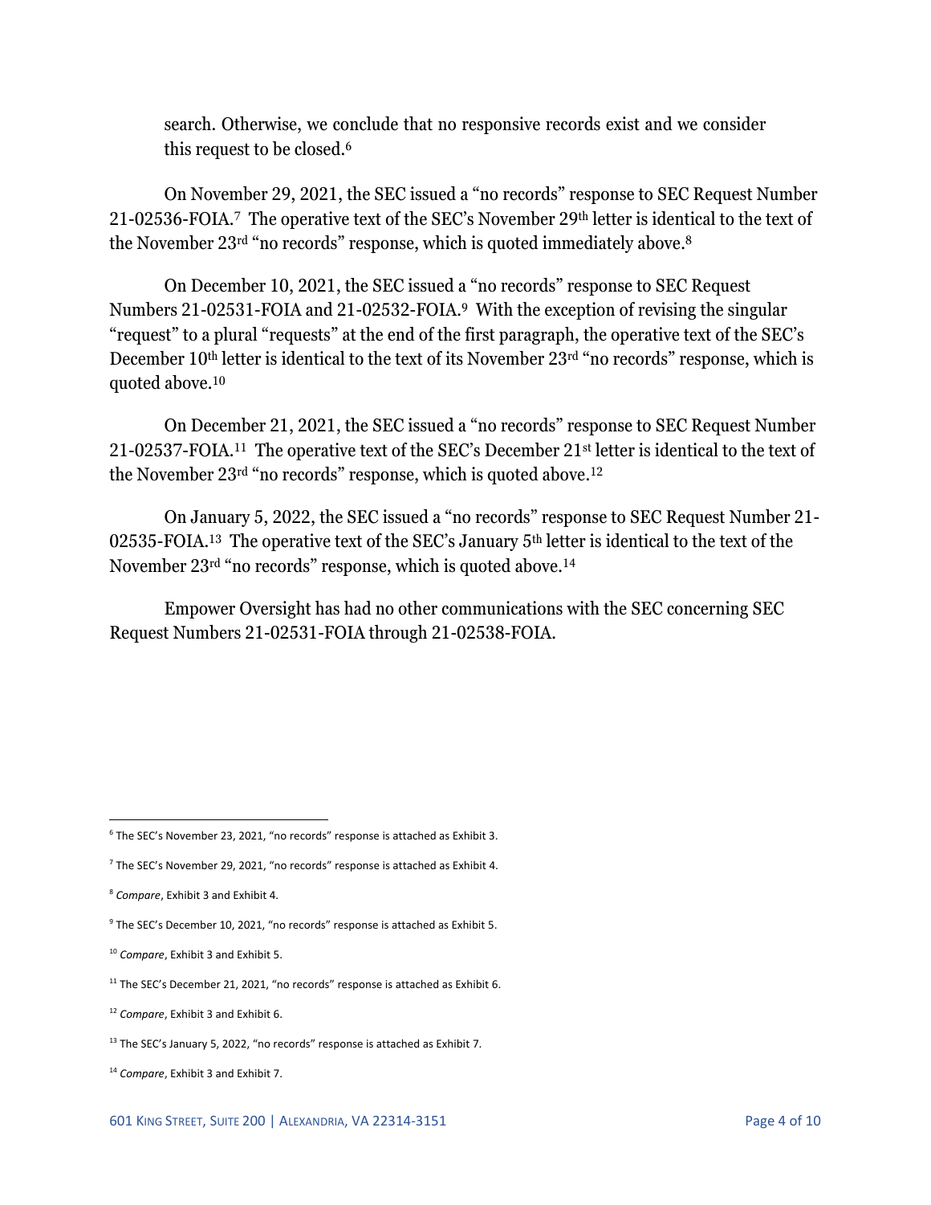search. Otherwise, we conclude that no responsive records exist and we consider this request to be closed.[6]

On November 29, 2021, the SEC issued a "no records" response to SEC Request Number 21-02536-FOIA.[7] The operative text of the SEC's November 29th letter is identical to the text of the November 23rd "no records" response, which is quoted immediately above.[8]

On December 10, 2021, the SEC issued a "no records" response to SEC Request Numbers 21-02531-FOIA and 21-02532-FOIA.[9] With the exception of revising the singular "request" to a plural "requests" at the end of the first paragraph, the operative text of the SEC's December 10th letter is identical to the text of its November 23rd "no records" response, which is quoted above.[10]

On December 21, 2021, the SEC issued a "no records" response to SEC Request Number 21-02537-FOIA.[11] The operative text of the SEC's December 21st letter is identical to the text of the November 23rd "no records" response, which is quoted above.[12]

On January 5, 2022, the SEC issued a "no records" response to SEC Request Number 21-02535-FOIA.[13] The operative text of the SEC's January 5th letter is identical to the text of the November 23rd "no records" response, which is quoted above.[14]

Empower Oversight has had no other communications with the SEC concerning SEC Request Numbers 21-02531-FOIA through 21-02538-FOIA.

---

[6] The SEC's November 23, 2021, "no records" response is attached as Exhibit 3.

[7] The SEC's November 29, 2021, "no records" response is attached as Exhibit 4.

[8] *Compare*, Exhibit 3 and Exhibit 4.

[9] The SEC's December 10, 2021, "no records" response is attached as Exhibit 5.

[10] *Compare*, Exhibit 3 and Exhibit 5.

[11] The SEC's December 21, 2021, "no records" response is attached as Exhibit 6.

[12] *Compare*, Exhibit 3 and Exhibit 6.

[13] The SEC's January 5, 2022, "no records" response is attached as Exhibit 7.

[14] *Compare*, Exhibit 3 and Exhibit 7.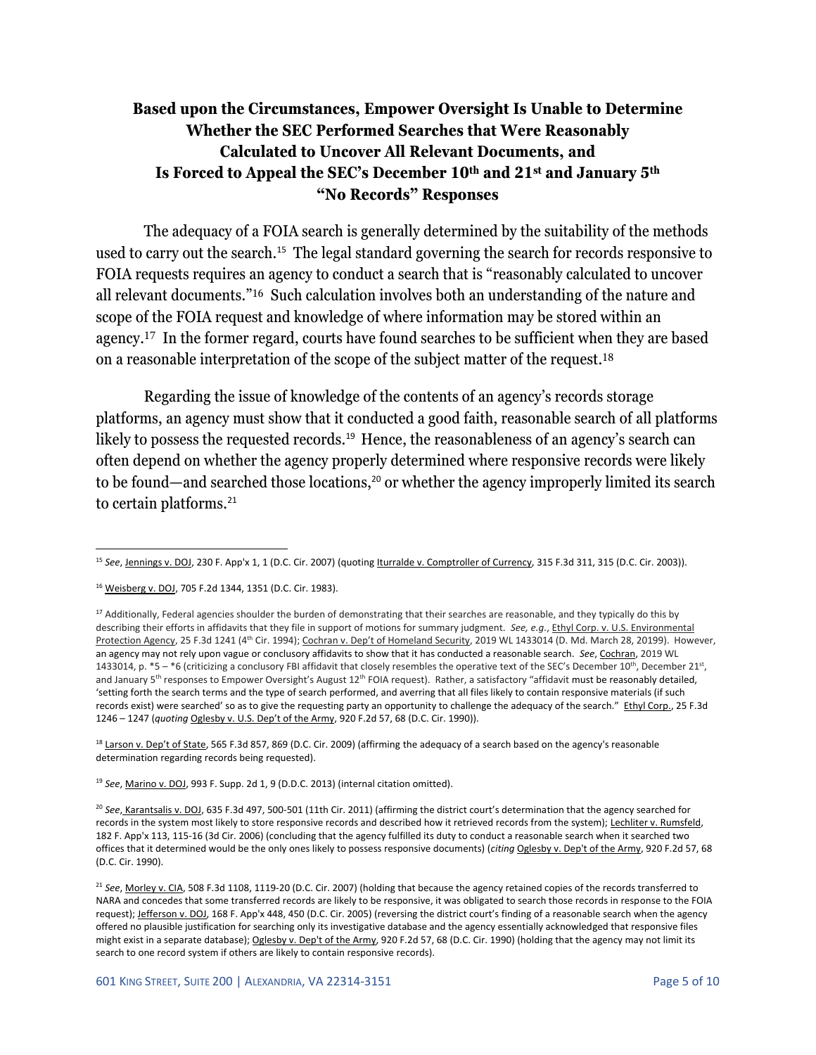## Based upon the Circumstances, Empower Oversight Is Unable to Determine Whether the SEC Performed Searches that Were Reasonably Calculated to Uncover All Relevant Documents, and Is Forced to Appeal the SEC's December 10th and 21st and January 5th "No Records" Responses

The adequacy of a FOIA search is generally determined by the suitability of the methods used to carry out the search.[15] The legal standard governing the search for records responsive to FOIA requests requires an agency to conduct a search that is "reasonably calculated to uncover all relevant documents."[16] Such calculation involves both an understanding of the nature and scope of the FOIA request and knowledge of where information may be stored within an agency.[17] In the former regard, courts have found searches to be sufficient when they are based on a reasonable interpretation of the scope of the subject matter of the request.[18]

Regarding the issue of knowledge of the contents of an agency's records storage platforms, an agency must show that it conducted a good faith, reasonable search of all platforms likely to possess the requested records.[19] Hence, the reasonableness of an agency's search can often depend on whether the agency properly determined where responsive records were likely to be found—and searched those locations,[20] or whether the agency improperly limited its search to certain platforms.[21]

---

[15] *See*, Jennings v. DOJ, 230 F. App'x 1, 1 (D.C. Cir. 2007) (quoting Iturralde v. Comptroller of Currency, 315 F.3d 311, 315 (D.C. Cir. 2003)).

[16] Weisberg v. DOJ, 705 F.2d 1344, 1351 (D.C. Cir. 1983).

[17] Additionally, Federal agencies shoulder the burden of demonstrating that their searches are reasonable, and they typically do this by describing their efforts in affidavits that they file in support of motions for summary judgment. *See, e.g.*, Ethyl Corp. v. U.S. Environmental Protection Agency, 25 F.3d 1241 (4th Cir. 1994); Cochran v. Dep't of Homeland Security, 2019 WL 1433014 (D. Md. March 28, 20199). However, an agency may not rely upon vague or conclusory affidavits to show that it has conducted a reasonable search. *See*, Cochran, 2019 WL 1433014, p. *5 – *6 (criticizing a conclusory FBI affidavit that closely resembles the operative text of the SEC's December 10th, December 21st, and January 5th responses to Empower Oversight's August 12th FOIA request). Rather, a satisfactory "affidavit must be reasonably detailed, 'setting forth the search terms and the type of search performed, and averring that all files likely to contain responsive materials (if such records exist) were searched' so as to give the requesting party an opportunity to challenge the adequacy of the search." Ethyl Corp., 25 F.3d 1246 – 1247 (*quoting* Oglesby v. U.S. Dep't of the Army, 920 F.2d 57, 68 (D.C. Cir. 1990)).

[18] Larson v. Dep't of State, 565 F.3d 857, 869 (D.C. Cir. 2009) (affirming the adequacy of a search based on the agency's reasonable determination regarding records being requested).

[19] *See*, Marino v. DOJ, 993 F. Supp. 2d 1, 9 (D.D.C. 2013) (internal citation omitted).

[20] *See*, Karantsalis v. DOJ, 635 F.3d 497, 500-501 (11th Cir. 2011) (affirming the district court's determination that the agency searched for records in the system most likely to store responsive records and described how it retrieved records from the system); Lechliter v. Rumsfeld, 182 F. App'x 113, 115-16 (3d Cir. 2006) (concluding that the agency fulfilled its duty to conduct a reasonable search when it searched two offices that it determined would be the only ones likely to possess responsive documents) (*citing* Oglesby v. Dep't of the Army, 920 F.2d 57, 68 (D.C. Cir. 1990).

[21] *See*, Morley v. CIA, 508 F.3d 1108, 1119-20 (D.C. Cir. 2007) (holding that because the agency retained copies of the records transferred to NARA and concedes that some transferred records are likely to be responsive, it was obligated to search those records in response to the FOIA request); Jefferson v. DOJ, 168 F. App'x 448, 450 (D.C. Cir. 2005) (reversing the district court's finding of a reasonable search when the agency offered no plausible justification for searching only its investigative database and the agency essentially acknowledged that responsive files might exist in a separate database); Oglesby v. Dep't of the Army, 920 F.2d 57, 68 (D.C. Cir. 1990) (holding that the agency may not limit its search to one record system if others are likely to contain responsive records).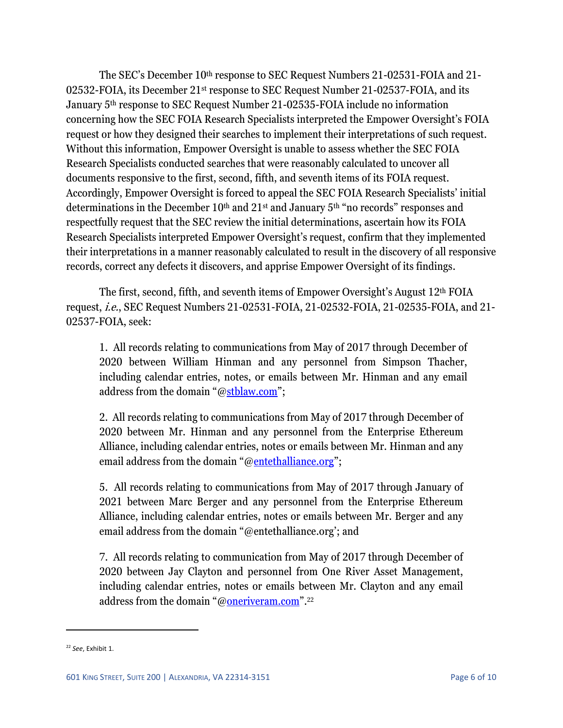The SEC's December 10th response to SEC Request Numbers 21-02531-FOIA and 21-02532-FOIA, its December 21st response to SEC Request Number 21-02537-FOIA, and its January 5th response to SEC Request Number 21-02535-FOIA include no information concerning how the SEC FOIA Research Specialists interpreted the Empower Oversight's FOIA request or how they designed their searches to implement their interpretations of such request. Without this information, Empower Oversight is unable to assess whether the SEC FOIA Research Specialists conducted searches that were reasonably calculated to uncover all documents responsive to the first, second, fifth, and seventh items of its FOIA request. Accordingly, Empower Oversight is forced to appeal the SEC FOIA Research Specialists' initial determinations in the December 10th and 21st and January 5th "no records" responses and respectfully request that the SEC review the initial determinations, ascertain how its FOIA Research Specialists interpreted Empower Oversight's request, confirm that they implemented their interpretations in a manner reasonably calculated to result in the discovery of all responsive records, correct any defects it discovers, and apprise Empower Oversight of its findings.

The first, second, fifth, and seventh items of Empower Oversight's August 12th FOIA request, *i.e.*, SEC Request Numbers 21-02531-FOIA, 21-02532-FOIA, 21-02535-FOIA, and 21-02537-FOIA, seek:

> 1. All records relating to communications from May of 2017 through December of 2020 between William Hinman and any personnel from Simpson Thacher, including calendar entries, notes, or emails between Mr. Hinman and any email address from the domain "@stblaw.com";
>
> 2. All records relating to communications from May of 2017 through December of 2020 between Mr. Hinman and any personnel from the Enterprise Ethereum Alliance, including calendar entries, notes or emails between Mr. Hinman and any email address from the domain "@entethalliance.org";
>
> 5. All records relating to communications from May of 2017 through January of 2021 between Marc Berger and any personnel from the Enterprise Ethereum Alliance, including calendar entries, notes or emails between Mr. Berger and any email address from the domain "@entethalliance.org'; and
>
> 7. All records relating to communication from May of 2017 through December of 2020 between Jay Clayton and personnel from One River Asset Management, including calendar entries, notes or emails between Mr. Clayton and any email address from the domain "@oneriveram.com".[22]

---

[22] *See*, Exhibit 1.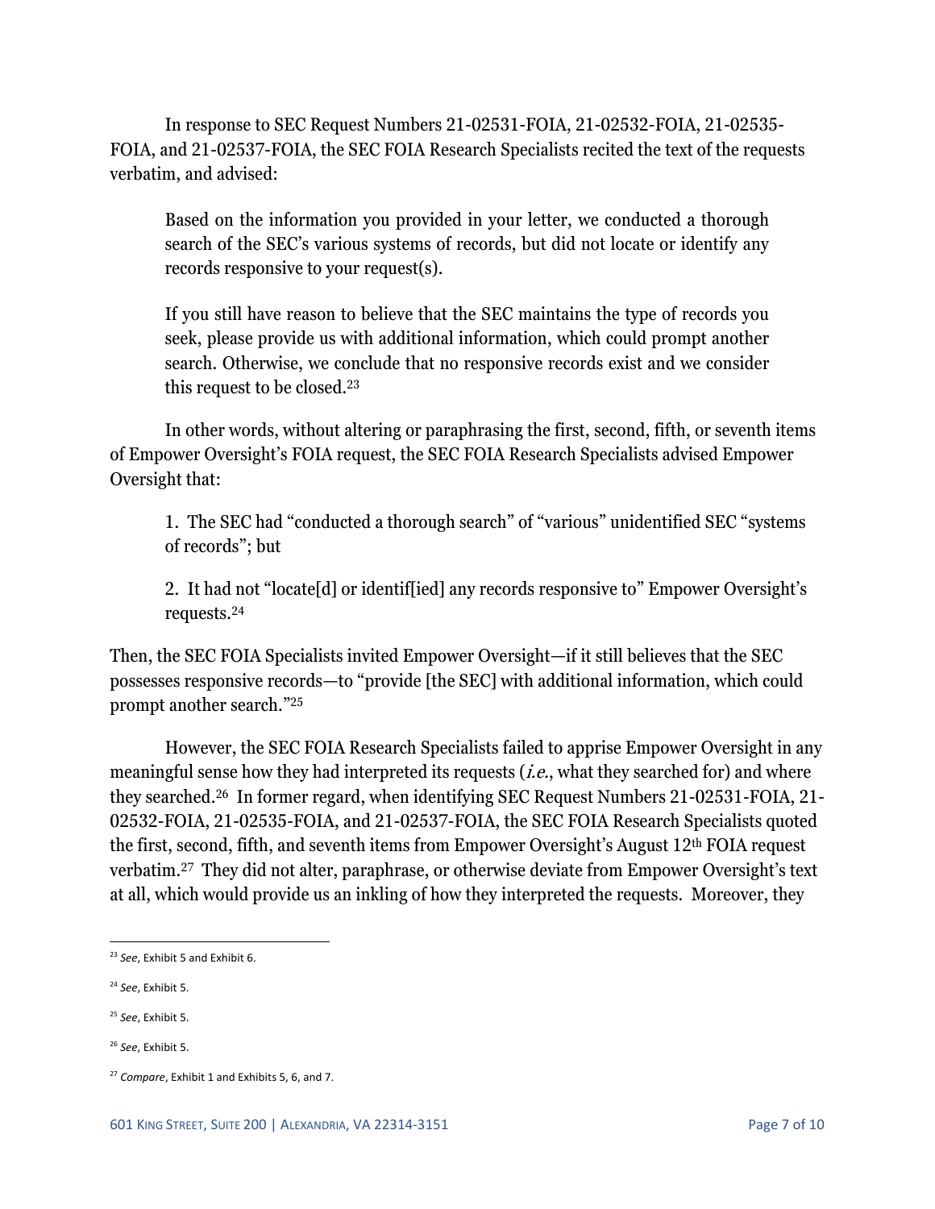In response to SEC Request Numbers 21-02531-FOIA, 21-02532-FOIA, 21-02535-FOIA, and 21-02537-FOIA, the SEC FOIA Research Specialists recited the text of the requests verbatim, and advised:

> Based on the information you provided in your letter, we conducted a thorough search of the SEC's various systems of records, but did not locate or identify any records responsive to your request(s).
>
> If you still have reason to believe that the SEC maintains the type of records you seek, please provide us with additional information, which could prompt another search. Otherwise, we conclude that no responsive records exist and we consider this request to be closed.[23]

In other words, without altering or paraphrasing the first, second, fifth, or seventh items of Empower Oversight's FOIA request, the SEC FOIA Research Specialists advised Empower Oversight that:

> 1. The SEC had "conducted a thorough search" of "various" unidentified SEC "systems of records"; but
>
> 2. It had not "locate[d] or identif[ied] any records responsive to" Empower Oversight's requests.[24]

Then, the SEC FOIA Specialists invited Empower Oversight—if it still believes that the SEC possesses responsive records—to "provide [the SEC] with additional information, which could prompt another search."[25]

However, the SEC FOIA Research Specialists failed to apprise Empower Oversight in any meaningful sense how they had interpreted its requests (*i.e.*, what they searched for) and where they searched.[26] In former regard, when identifying SEC Request Numbers 21-02531-FOIA, 21-02532-FOIA, 21-02535-FOIA, and 21-02537-FOIA, the SEC FOIA Research Specialists quoted the first, second, fifth, and seventh items from Empower Oversight's August 12th FOIA request verbatim.[27] They did not alter, paraphrase, or otherwise deviate from Empower Oversight's text at all, which would provide us an inkling of how they interpreted the requests. Moreover, they

---

[23] *See*, Exhibit 5 and Exhibit 6.

[24] *See*, Exhibit 5.

[25] *See*, Exhibit 5.

[26] *See*, Exhibit 5.

[27] *Compare*, Exhibit 1 and Exhibits 5, 6, and 7.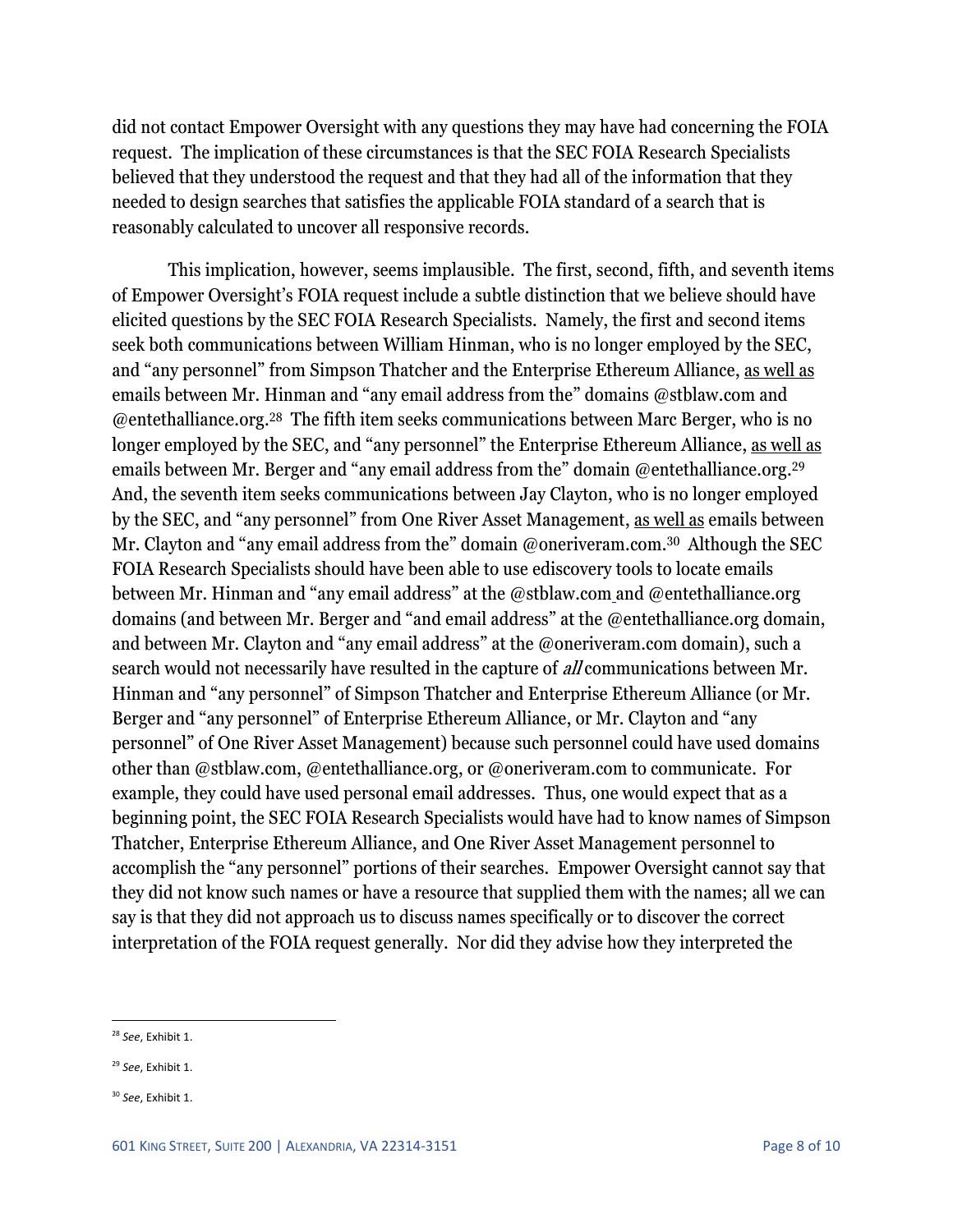did not contact Empower Oversight with any questions they may have had concerning the FOIA request. The implication of these circumstances is that the SEC FOIA Research Specialists believed that they understood the request and that they had all of the information that they needed to design searches that satisfies the applicable FOIA standard of a search that is reasonably calculated to uncover all responsive records.

This implication, however, seems implausible. The first, second, fifth, and seventh items of Empower Oversight's FOIA request include a subtle distinction that we believe should have elicited questions by the SEC FOIA Research Specialists. Namely, the first and second items seek both communications between William Hinman, who is no longer employed by the SEC, and "any personnel" from Simpson Thatcher and the Enterprise Ethereum Alliance, <u>as well as</u> emails between Mr. Hinman and "any email address from the" domains @stblaw.com and @entethalliance.org.[28] The fifth item seeks communications between Marc Berger, who is no longer employed by the SEC, and "any personnel" the Enterprise Ethereum Alliance, <u>as well as</u> emails between Mr. Berger and "any email address from the" domain @entethalliance.org.[29] And, the seventh item seeks communications between Jay Clayton, who is no longer employed by the SEC, and "any personnel" from One River Asset Management, <u>as well as</u> emails between Mr. Clayton and "any email address from the" domain @oneriveram.com.[30] Although the SEC FOIA Research Specialists should have been able to use ediscovery tools to locate emails between Mr. Hinman and "any email address" at the @stblaw.com and @entethalliance.org domains (and between Mr. Berger and "and email address" at the @entethalliance.org domain, and between Mr. Clayton and "any email address" at the @oneriveram.com domain), such a search would not necessarily have resulted in the capture of *all* communications between Mr. Hinman and "any personnel" of Simpson Thatcher and Enterprise Ethereum Alliance (or Mr. Berger and "any personnel" of Enterprise Ethereum Alliance, or Mr. Clayton and "any personnel" of One River Asset Management) because such personnel could have used domains other than @stblaw.com, @entethalliance.org, or @oneriveram.com to communicate. For example, they could have used personal email addresses. Thus, one would expect that as a beginning point, the SEC FOIA Research Specialists would have had to know names of Simpson Thatcher, Enterprise Ethereum Alliance, and One River Asset Management personnel to accomplish the "any personnel" portions of their searches. Empower Oversight cannot say that they did not know such names or have a resource that supplied them with the names; all we can say is that they did not approach us to discuss names specifically or to discover the correct interpretation of the FOIA request generally. Nor did they advise how they interpreted the

[28] *See*, Exhibit 1.

[29] *See*, Exhibit 1.

[30] *See*, Exhibit 1.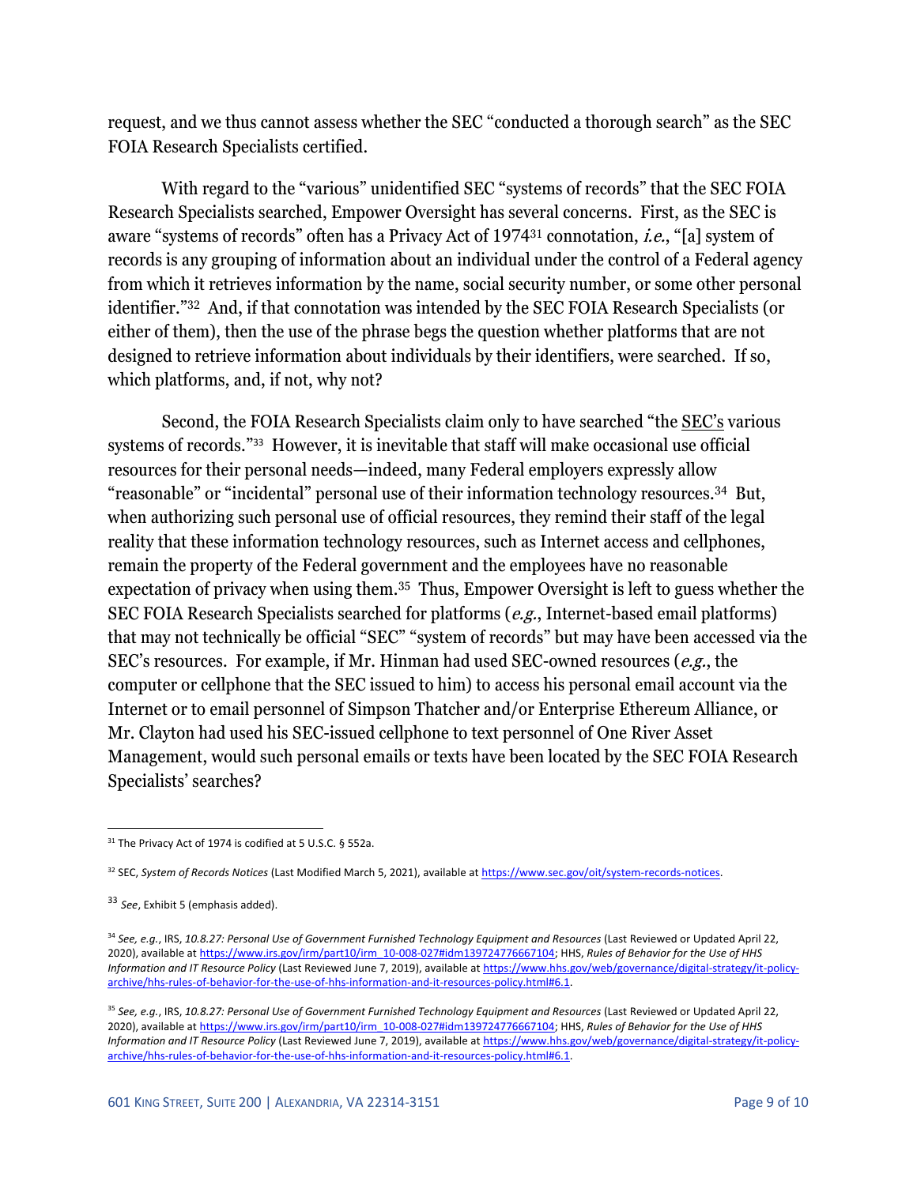request, and we thus cannot assess whether the SEC "conducted a thorough search" as the SEC FOIA Research Specialists certified.

With regard to the "various" unidentified SEC "systems of records" that the SEC FOIA Research Specialists searched, Empower Oversight has several concerns. First, as the SEC is aware "systems of records" often has a Privacy Act of 1974[31] connotation, *i.e.*, "[a] system of records is any grouping of information about an individual under the control of a Federal agency from which it retrieves information by the name, social security number, or some other personal identifier."[32] And, if that connotation was intended by the SEC FOIA Research Specialists (or either of them), then the use of the phrase begs the question whether platforms that are not designed to retrieve information about individuals by their identifiers, were searched. If so, which platforms, and, if not, why not?

Second, the FOIA Research Specialists claim only to have searched "the <u>SEC's</u> various systems of records."[33] However, it is inevitable that staff will make occasional use official resources for their personal needs—indeed, many Federal employers expressly allow "reasonable" or "incidental" personal use of their information technology resources.[34] But, when authorizing such personal use of official resources, they remind their staff of the legal reality that these information technology resources, such as Internet access and cellphones, remain the property of the Federal government and the employees have no reasonable expectation of privacy when using them.[35] Thus, Empower Oversight is left to guess whether the SEC FOIA Research Specialists searched for platforms (*e.g.*, Internet-based email platforms) that may not technically be official "SEC" "system of records" but may have been accessed via the SEC's resources. For example, if Mr. Hinman had used SEC-owned resources (*e.g.*, the computer or cellphone that the SEC issued to him) to access his personal email account via the Internet or to email personnel of Simpson Thatcher and/or Enterprise Ethereum Alliance, or Mr. Clayton had used his SEC-issued cellphone to text personnel of One River Asset Management, would such personal emails or texts have been located by the SEC FOIA Research Specialists' searches?

---

[31] The Privacy Act of 1974 is codified at 5 U.S.C. § 552a.

[32] SEC, *System of Records Notices* (Last Modified March 5, 2021), available at https://www.sec.gov/oit/system-records-notices.

[33] *See*, Exhibit 5 (emphasis added).

[34] *See, e.g.*, IRS, *10.8.27: Personal Use of Government Furnished Technology Equipment and Resources* (Last Reviewed or Updated April 22, 2020), available at https://www.irs.gov/irm/part10/irm_10-008-027#idm139724776667104; HHS, *Rules of Behavior for the Use of HHS Information and IT Resource Policy* (Last Reviewed June 7, 2019), available at https://www.hhs.gov/web/governance/digital-strategy/it-policy-archive/hhs-rules-of-behavior-for-the-use-of-hhs-information-and-it-resources-policy.html#6.1.

[35] *See, e.g.*, IRS, *10.8.27: Personal Use of Government Furnished Technology Equipment and Resources* (Last Reviewed or Updated April 22, 2020), available at https://www.irs.gov/irm/part10/irm_10-008-027#idm139724776667104; HHS, *Rules of Behavior for the Use of HHS Information and IT Resource Policy* (Last Reviewed June 7, 2019), available at https://www.hhs.gov/web/governance/digital-strategy/it-policy-archive/hhs-rules-of-behavior-for-the-use-of-hhs-information-and-it-resources-policy.html#6.1.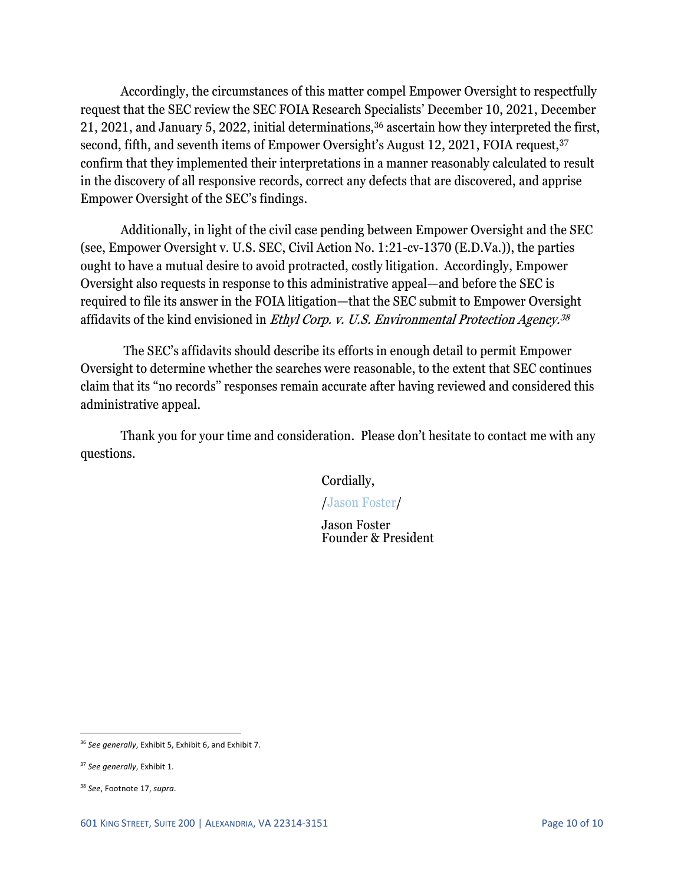Accordingly, the circumstances of this matter compel Empower Oversight to respectfully request that the SEC review the SEC FOIA Research Specialists' December 10, 2021, December 21, 2021, and January 5, 2022, initial determinations,[36] ascertain how they interpreted the first, second, fifth, and seventh items of Empower Oversight's August 12, 2021, FOIA request,[37] confirm that they implemented their interpretations in a manner reasonably calculated to result in the discovery of all responsive records, correct any defects that are discovered, and apprise Empower Oversight of the SEC's findings.

Additionally, in light of the civil case pending between Empower Oversight and the SEC (see, Empower Oversight v. U.S. SEC, Civil Action No. 1:21-cv-1370 (E.D.Va.)), the parties ought to have a mutual desire to avoid protracted, costly litigation. Accordingly, Empower Oversight also requests in response to this administrative appeal—and before the SEC is required to file its answer in the FOIA litigation—that the SEC submit to Empower Oversight affidavits of the kind envisioned in *Ethyl Corp. v. U.S. Environmental Protection Agency.*[38]

The SEC's affidavits should describe its efforts in enough detail to permit Empower Oversight to determine whether the searches were reasonable, to the extent that SEC continues claim that its "no records" responses remain accurate after having reviewed and considered this administrative appeal.

Thank you for your time and consideration. Please don't hesitate to contact me with any questions.

Cordially,

/Jason Foster/

Jason Foster
Founder & President

---

[36] *See generally*, Exhibit 5, Exhibit 6, and Exhibit 7.

[37] *See generally*, Exhibit 1.

[38] *See*, Footnote 17, *supra*.